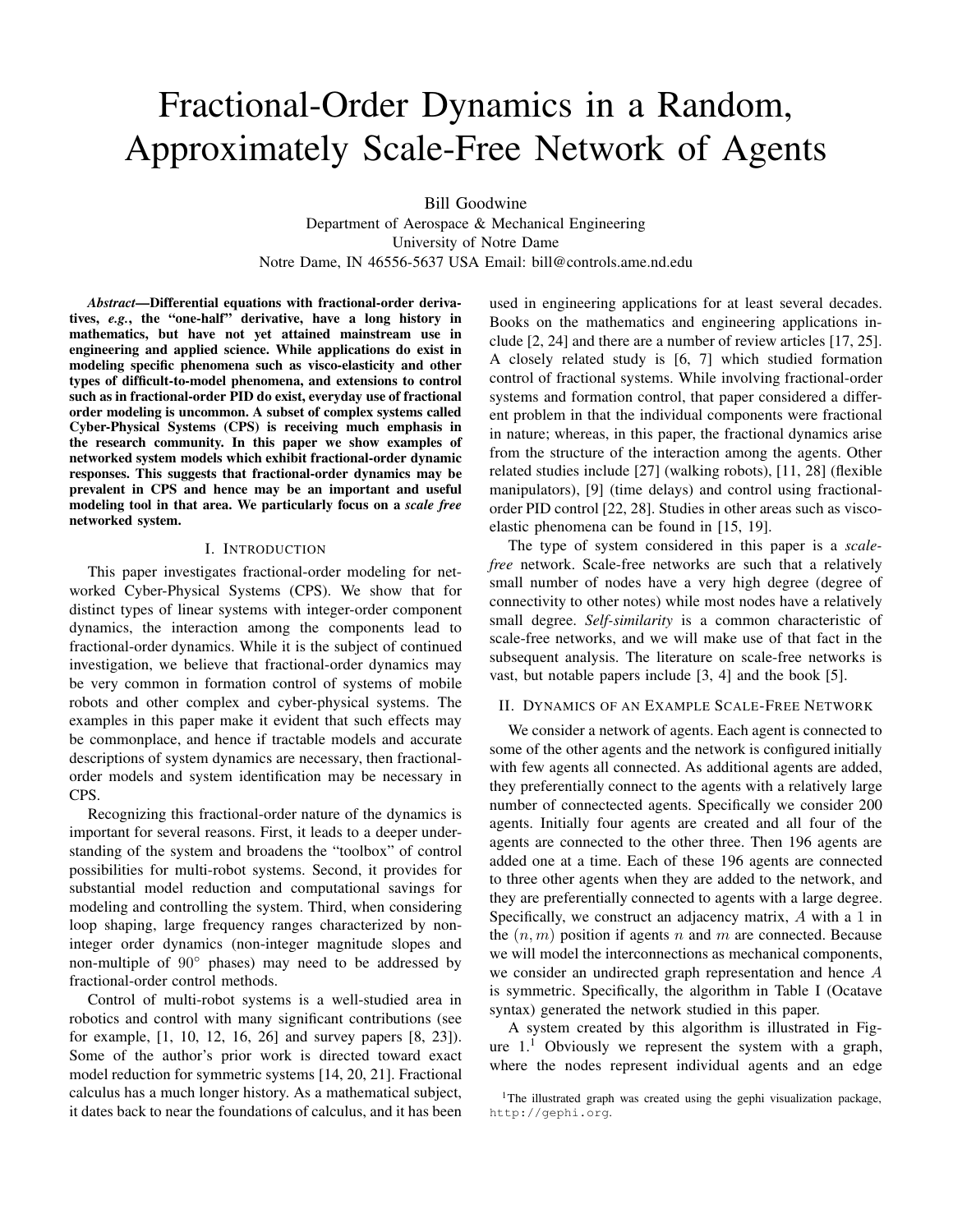# Fractional-Order Dynamics in a Random, Approximately Scale-Free Network of Agents

Bill Goodwine
Department of Aerospace & Mechanical Engineering
University of Notre Dame
Notre Dame, IN 46556-5637 USA Email: bill@controls.ame.nd.edu

***Abstract*—Differential equations with fractional-order derivatives, *e.g.*, the "one-half" derivative, have a long history in mathematics, but have not yet attained mainstream use in engineering and applied science. While applications do exist in modeling specific phenomena such as visco-elasticity and other types of difficult-to-model phenomena, and extensions to control such as in fractional-order PID do exist, everyday use of fractional order modeling is uncommon. A subset of complex systems called Cyber-Physical Systems (CPS) is receiving much emphasis in the research community. In this paper we show examples of networked system models which exhibit fractional-order dynamic responses. This suggests that fractional-order dynamics may be prevalent in CPS and hence may be an important and useful modeling tool in that area. We particularly focus on a *scale free* networked system.**

## I. Introduction

This paper investigates fractional-order modeling for networked Cyber-Physical Systems (CPS). We show that for distinct types of linear systems with integer-order component dynamics, the interaction among the components lead to fractional-order dynamics. While it is the subject of continued investigation, we believe that fractional-order dynamics may be very common in formation control of systems of mobile robots and other complex and cyber-physical systems. The examples in this paper make it evident that such effects may be commonplace, and hence if tractable models and accurate descriptions of system dynamics are necessary, then fractional-order models and system identification may be necessary in CPS.

Recognizing this fractional-order nature of the dynamics is important for several reasons. First, it leads to a deeper understanding of the system and broadens the "toolbox" of control possibilities for multi-robot systems. Second, it provides for substantial model reduction and computational savings for modeling and controlling the system. Third, when considering loop shaping, large frequency ranges characterized by non-integer order dynamics (non-integer magnitude slopes and non-multiple of $90^\circ$ phases) may need to be addressed by fractional-order control methods.

Control of multi-robot systems is a well-studied area in robotics and control with many significant contributions (see for example, [1, 10, 12, 16, 26] and survey papers [8, 23]). Some of the author's prior work is directed toward exact model reduction for symmetric systems [14, 20, 21]. Fractional calculus has a much longer history. As a mathematical subject, it dates back to near the foundations of calculus, and it has been used in engineering applications for at least several decades. Books on the mathematics and engineering applications include [2, 24] and there are a number of review articles [17, 25]. A closely related study is [6, 7] which studied formation control of fractional systems. While involving fractional-order systems and formation control, that paper considered a different problem in that the individual components were fractional in nature; whereas, in this paper, the fractional dynamics arise from the structure of the interaction among the agents. Other related studies include [27] (walking robots), [11, 28] (flexible manipulators), [9] (time delays) and control using fractional-order PID control [22, 28]. Studies in other areas such as visco-elastic phenomena can be found in [15, 19].

The type of system considered in this paper is a *scale-free* network. Scale-free networks are such that a relatively small number of nodes have a very high degree (degree of connectivity to other notes) while most nodes have a relatively small degree. *Self-similarity* is a common characteristic of scale-free networks, and we will make use of that fact in the subsequent analysis. The literature on scale-free networks is vast, but notable papers include [3, 4] and the book [5].

## II. Dynamics of an Example Scale-Free Network

We consider a network of agents. Each agent is connected to some of the other agents and the network is configured initially with few agents all connected. As additional agents are added, they preferentially connect to the agents with a relatively large number of connectected agents. Specifically we consider 200 agents. Initially four agents are created and all four of the agents are connected to the other three. Then 196 agents are added one at a time. Each of these 196 agents are connected to three other agents when they are added to the network, and they are preferentially connected to agents with a large degree. Specifically, we construct an adjacency matrix, $A$ with a 1 in the $(n, m)$ position if agents $n$ and $m$ are connected. Because we will model the interconnections as mechanical components, we consider an undirected graph representation and hence $A$ is symmetric. Specifically, the algorithm in Table I (Ocatave syntax) generated the network studied in this paper.

A system created by this algorithm is illustrated in Figure 1.[1] Obviously we represent the system with a graph, where the nodes represent individual agents and an edge

[1]The illustrated graph was created using the gephi visualization package, http://gephi.org.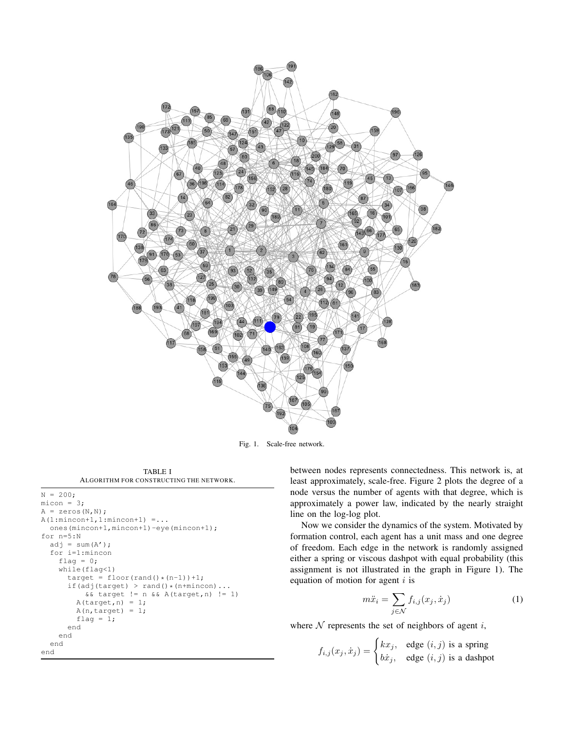Fig. 1. Scale-free network.

TABLE I
ALGORITHM FOR CONSTRUCTING THE NETWORK.

```
N = 200;
micon = 3;
A = zeros(N,N);
A(1:micon+1,1:micon+1) =...
  ones(micon+1,micon+1)-eye(micon+1);
for n=5:N
  adj = sum(A');
  for i=1:micon
    flag = 0;
    while(flag<1)
      target = floor(rand()*(n-1))+1;
      if(adj(target) > rand()*(n+micon)...
          && target != n && A(target,n) != 1)
        A(target,n) = 1;
        A(n,target) = 1;
        flag = 1;
      end
    end
  end
end
```

between nodes represents connectedness. This network is, at least approximately, scale-free. Figure 2 plots the degree of a node versus the number of agents with that degree, which is approximately a power law, indicated by the nearly straight line on the log-log plot.

Now we consider the dynamics of the system. Motivated by formation control, each agent has a unit mass and one degree of freedom. Each edge in the network is randomly assigned either a spring or viscous dashpot with equal probability (this assignment is not illustrated in the graph in Figure 1). The equation of motion for agent $i$ is

$$m\ddot{x}_i = \sum_{j \in \mathcal{N}} f_{i,j}(x_j, \dot{x}_j) \tag{1}$$

where $\mathcal{N}$ represents the set of neighbors of agent $i$,

$$f_{i,j}(x_j, \dot{x}_j) = \begin{cases} kx_j, & \text{edge } (i,j) \text{ is a spring} \\ b\dot{x}_j, & \text{edge } (i,j) \text{ is a dashpot} \end{cases}$$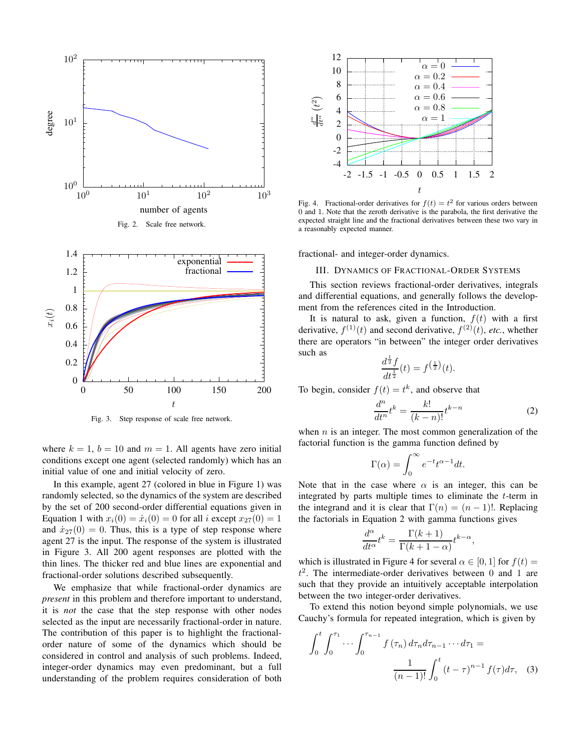$10^2$

$10^1$

$10^0$

degree

$10^0$ $10^1$ $10^2$ $10^3$

number of agents

Fig. 2. Scale free network.

1.4
1.2
1
0.8
0.6
0.4
0.2
0

$x_i(t)$

exponential
fractional

0 50 100 150 200

$t$

Fig. 3. Step response of scale free network.

where $k = 1$, $b = 10$ and $m = 1$. All agents have zero initial conditions except one agent (selected randomly) which has an initial value of one and initial velocity of zero.

In this example, agent 27 (colored in blue in Figure 1) was randomly selected, so the dynamics of the system are described by the set of 200 second-order differential equations given in Equation 1 with $x_i(0) = \dot{x}_i(0) = 0$ for all $i$ except $x_{27}(0) = 1$ and $\dot{x}_{27}(0) = 0$. Thus, this is a type of step response where agent 27 is the input. The response of the system is illustrated in Figure 3. All 200 agent responses are plotted with the thin lines. The thicker red and blue lines are exponential and fractional-order solutions described subsequently.

We emphasize that while fractional-order dynamics are *present* in this problem and therefore important to understand, it is *not* the case that the step response with other nodes selected as the input are necessarily fractional-order in nature. The contribution of this paper is to highlight the fractional-order nature of some of the dynamics which should be considered in control and analysis of such problems. Indeed, integer-order dynamics may even predominant, but a full understanding of the problem requires consideration of both fractional- and integer-order dynamics.

12
10
8
6
4
2
0
-2
-4

$\frac{d^\alpha}{dt^\alpha}\left(t^2\right)$

$\alpha = 0$
$\alpha = 0.2$
$\alpha = 0.4$
$\alpha = 0.6$
$\alpha = 0.8$
$\alpha = 1$

-2 -1.5 -1 -0.5 0 0.5 1 1.5 2

$t$

Fig. 4. Fractional-order derivatives for $f(t) = t^2$ for various orders between 0 and 1. Note that the zeroth derivative is the parabola, the first derivative the expected straight line and the fractional derivatives between these two vary in a reasonably expected manner.

## III. Dynamics of Fractional-Order Systems

This section reviews fractional-order derivatives, integrals and differential equations, and generally follows the development from the references cited in the Introduction.

It is natural to ask, given a function, $f(t)$ with a first derivative, $f^{(1)}(t)$ and second derivative, $f^{(2)}(t)$, *etc.*, whether there are operators "in between" the integer order derivatives such as

$$\frac{d^{\frac{1}{2}} f}{dt^{\frac{1}{2}}}(t) = f^{\left(\frac{1}{2}\right)}(t).$$

To begin, consider $f(t) = t^k$, and observe that

$$\frac{d^n}{dt^n} t^k = \frac{k!}{(k-n)!} t^{k-n} \tag{2}$$

when $n$ is an integer. The most common generalization of the factorial function is the gamma function defined by

$$\Gamma(\alpha) = \int_0^\infty e^{-t} t^{\alpha-1} dt.$$

Note that in the case where $\alpha$ is an integer, this can be integrated by parts multiple times to eliminate the $t$-term in the integrand and it is clear that $\Gamma(n) = (n-1)!$. Replacing the factorials in Equation 2 with gamma functions gives

$$\frac{d^\alpha}{dt^\alpha} t^k = \frac{\Gamma(k+1)}{\Gamma(k+1-\alpha)} t^{k-\alpha},$$

which is illustrated in Figure 4 for several $\alpha \in [0, 1]$ for $f(t) = t^2$. The intermediate-order derivatives between 0 and 1 are such that they provide an intuitively acceptable interpolation between the two integer-order derivatives.

To extend this notion beyond simple polynomials, we use Cauchy's formula for repeated integration, which is given by

$$\int_0^t \int_0^{\tau_1} \cdots \int_0^{\tau_{n-1}} f(\tau_n)\, d\tau_n d\tau_{n-1} \cdots d\tau_1 = \frac{1}{(n-1)!} \int_0^t (t-\tau)^{n-1} f(\tau) d\tau, \tag{3}$$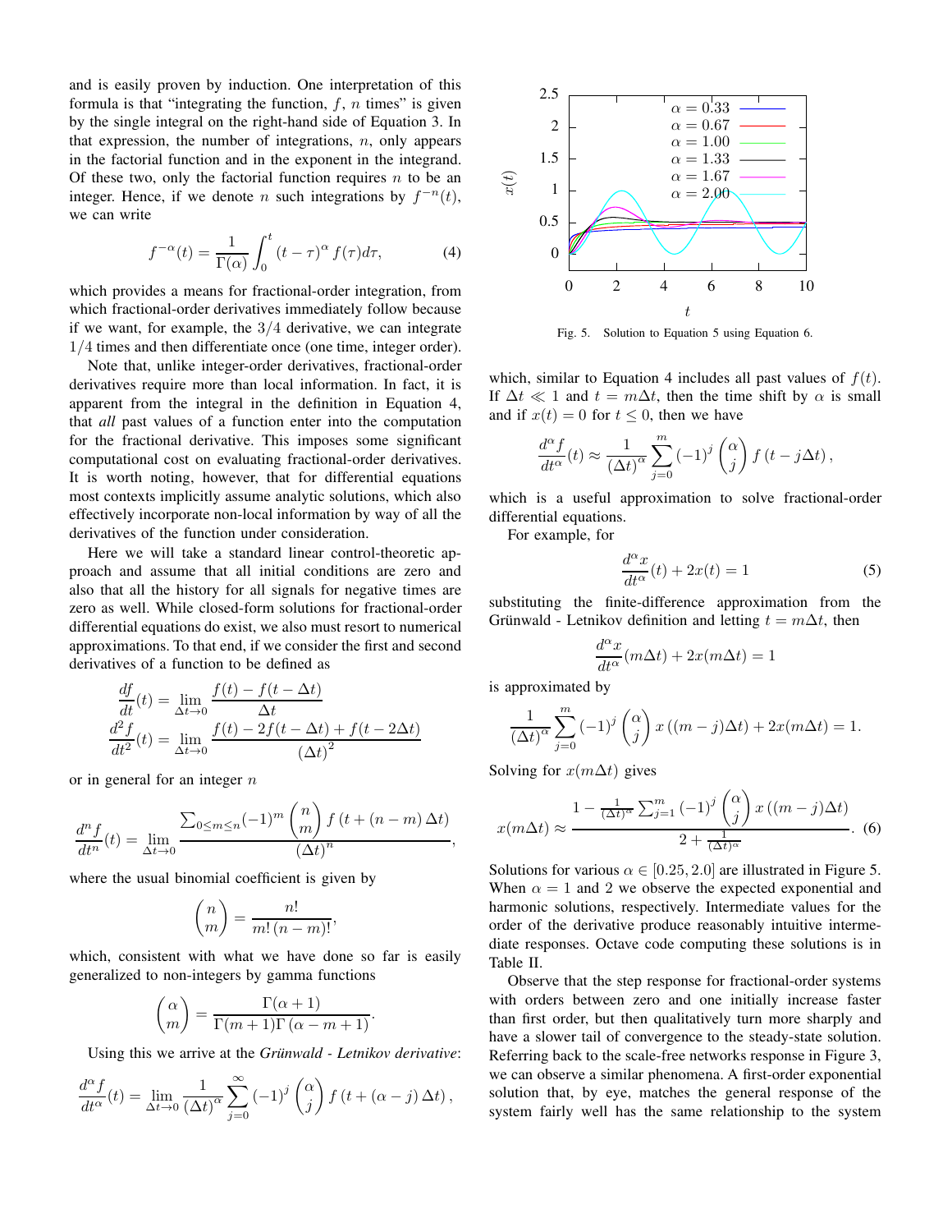and is easily proven by induction. One interpretation of this formula is that "integrating the function, $f$, $n$ times" is given by the single integral on the right-hand side of Equation 3. In that expression, the number of integrations, $n$, only appears in the factorial function and in the exponent in the integrand. Of these two, only the factorial function requires $n$ to be an integer. Hence, if we denote $n$ such integrations by $f^{-n}(t)$, we can write

$$f^{-\alpha}(t) = \frac{1}{\Gamma(\alpha)} \int_0^t (t-\tau)^{\alpha} f(\tau) d\tau, \tag{4}$$

which provides a means for fractional-order integration, from which fractional-order derivatives immediately follow because if we want, for example, the $3/4$ derivative, we can integrate $1/4$ times and then differentiate once (one time, integer order).

Note that, unlike integer-order derivatives, fractional-order derivatives require more than local information. In fact, it is apparent from the integral in the definition in Equation 4, that *all* past values of a function enter into the computation for the fractional derivative. This imposes some significant computational cost on evaluating fractional-order derivatives. It is worth noting, however, that for differential equations most contexts implicitly assume analytic solutions, which also effectively incorporate non-local information by way of all the derivatives of the function under consideration.

Here we will take a standard linear control-theoretic approach and assume that all initial conditions are zero and also that all the history for all signals for negative times are zero as well. While closed-form solutions for fractional-order differential equations do exist, we also must resort to numerical approximations. To that end, if we consider the first and second derivatives of a function to be defined as

$$\frac{df}{dt}(t) = \lim_{\Delta t \to 0} \frac{f(t) - f(t - \Delta t)}{\Delta t}$$
$$\frac{d^2 f}{dt^2}(t) = \lim_{\Delta t \to 0} \frac{f(t) - 2f(t-\Delta t) + f(t - 2\Delta t)}{(\Delta t)^2}$$

or in general for an integer $n$

$$\frac{d^n f}{dt^n}(t) = \lim_{\Delta t \to 0} \frac{\sum_{0 \le m \le n} (-1)^m \binom{n}{m} f\left(t + (n-m)\Delta t\right)}{(\Delta t)^n},$$

where the usual binomial coefficient is given by

$$\binom{n}{m} = \frac{n!}{m!\,(n-m)!},$$

which, consistent with what we have done so far is easily generalized to non-integers by gamma functions

$$\binom{\alpha}{m} = \frac{\Gamma(\alpha+1)}{\Gamma(m+1)\Gamma(\alpha - m + 1)}.$$

Using this we arrive at the *Grünwald - Letnikov derivative*:

$$\frac{d^\alpha f}{dt^\alpha}(t) = \lim_{\Delta t \to 0} \frac{1}{(\Delta t)^\alpha} \sum_{j=0}^{\infty} (-1)^j \binom{\alpha}{j} f\left(t + (\alpha - j)\Delta t\right),$$

which, similar to Equation 4 includes all past values of $f(t)$. If $\Delta t \ll 1$ and $t = m\Delta t$, then the time shift by $\alpha$ is small and if $x(t) = 0$ for $t \le 0$, then we have

$$\frac{d^\alpha f}{dt^\alpha}(t) \approx \frac{1}{(\Delta t)^\alpha} \sum_{j=0}^{m} (-1)^j \binom{\alpha}{j} f\left(t - j\Delta t\right),$$

which is a useful approximation to solve fractional-order differential equations.

For example, for

$$\frac{d^\alpha x}{dt^\alpha}(t) + 2x(t) = 1 \tag{5}$$

substituting the finite-difference approximation from the Grünwald - Letnikov definition and letting $t = m\Delta t$, then

$$\frac{d^\alpha x}{dt^\alpha}(m\Delta t) + 2x(m\Delta t) = 1$$

is approximated by

$$\frac{1}{(\Delta t)^\alpha} \sum_{j=0}^{m} (-1)^j \binom{\alpha}{j} x\left((m-j)\Delta t\right) + 2x(m\Delta t) = 1.$$

Solving for $x(m\Delta t)$ gives

$$x(m\Delta t) \approx \frac{1 - \frac{1}{(\Delta t)^\alpha} \sum_{j=1}^{m} (-1)^j \binom{\alpha}{j} x\left((m-j)\Delta t\right)}{2 + \frac{1}{(\Delta t)^\alpha}}. \tag{6}$$

$x(t)$

$t$

$\alpha = 0.33$
$\alpha = 0.67$
$\alpha = 1.00$
$\alpha = 1.33$
$\alpha = 1.67$
$\alpha = 2.00$

2.5 2 1.5 1 0.5 0

0 2 4 6 8 10

Fig. 5. Solution to Equation 5 using Equation 6.

Solutions for various $\alpha \in [0.25, 2.0]$ are illustrated in Figure 5. When $\alpha = 1$ and 2 we observe the expected exponential and harmonic solutions, respectively. Intermediate values for the order of the derivative produce reasonably intuitive intermediate responses. Octave code computing these solutions is in Table II.

Observe that the step response for fractional-order systems with orders between zero and one initially increase faster than first order, but then qualitatively turn more sharply and have a slower tail of convergence to the steady-state solution. Referring back to the scale-free networks response in Figure 3, we can observe a similar phenomena. A first-order exponential solution that, by eye, matches the general response of the system fairly well has the same relationship to the system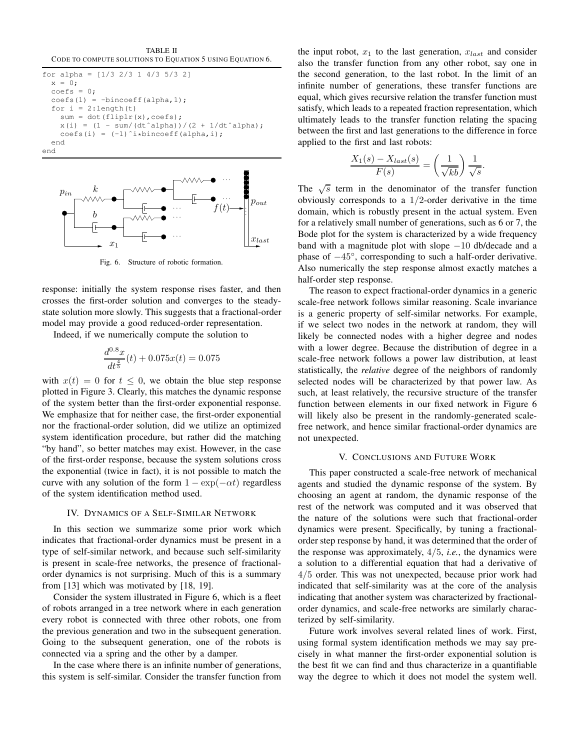TABLE II
CODE TO COMPUTE SOLUTIONS TO EQUATION 5 USING EQUATION 6.

```
for alpha = [1/3 2/3 1 4/3 5/3 2]
  x = 0;
  coefs = 0;
  coefs(1) = -bincoeff(alpha,1);
  for i = 2:length(t)
    sum = dot(fliplr(x),coefs);
    x(i) = (1 - sum/(dt^alpha))/(2 + 1/dt^alpha);
    coefs(i) = (-1)^i*bincoeff(alpha,i);
  end
end
```

$p_{in}$
$k$
$b$
$x_1$
$f(t)$
$p_{out}$
$x_{last}$

Fig. 6. Structure of robotic formation.

response: initially the system response rises faster, and then crosses the first-order solution and converges to the steady-state solution more slowly. This suggests that a fractional-order model may provide a good reduced-order representation.

Indeed, if we numerically compute the solution to

$$\frac{d^{0.8}x}{dt^{\frac{4}{5}}}(t) + 0.075x(t) = 0.075$$

with $x(t) = 0$ for $t \leq 0$, we obtain the blue step response plotted in Figure 3. Clearly, this matches the dynamic response of the system better than the first-order exponential response. We emphasize that for neither case, the first-order exponential nor the fractional-order solution, did we utilize an optimized system identification procedure, but rather did the matching "by hand", so better matches may exist. However, in the case of the first-order response, because the system solutions cross the exponential (twice in fact), it is not possible to match the curve with any solution of the form $1 - \exp(-\alpha t)$ regardless of the system identification method used.

## IV. DYNAMICS OF A SELF-SIMILAR NETWORK

In this section we summarize some prior work which indicates that fractional-order dynamics must be present in a type of self-similar network, and because such self-similarity is present in scale-free networks, the presence of fractional-order dynamics is not surprising. Much of this is a summary from [13] which was motivated by [18, 19].

Consider the system illustrated in Figure 6, which is a fleet of robots arranged in a tree network where in each generation every robot is connected with three other robots, one from the previous generation and two in the subsequent generation. Going to the subsequent generation, one of the robots is connected via a spring and the other by a damper.

In the case where there is an infinite number of generations, this system is self-similar. Consider the transfer function from the input robot, $x_1$ to the last generation, $x_{last}$ and consider also the transfer function from any other robot, say one in the second generation, to the last robot. In the limit of an infinite number of generations, these transfer functions are equal, which gives recursive relation the transfer function must satisfy, which leads to a repeated fraction representation, which ultimately leads to the transfer function relating the spacing between the first and last generations to the difference in force applied to the first and last robots:

$$\frac{X_1(s) - X_{last}(s)}{F(s)} = \left(\frac{1}{\sqrt{kb}}\right)\frac{1}{\sqrt{s}}.$$

The $\sqrt{s}$ term in the denominator of the transfer function obviously corresponds to a $1/2$-order derivative in the time domain, which is robustly present in the actual system. Even for a relatively small number of generations, such as 6 or 7, the Bode plot for the system is characterized by a wide frequency band with a magnitude plot with slope $-10$ db/decade and a phase of $-45°$, corresponding to such a half-order derivative. Also numerically the step response almost exactly matches a half-order step response.

The reason to expect fractional-order dynamics in a generic scale-free network follows similar reasoning. Scale invariance is a generic property of self-similar networks. For example, if we select two nodes in the network at random, they will likely be connected nodes with a higher degree and nodes with a lower degree. Because the distribution of degree in a scale-free network follows a power law distribution, at least statistically, the *relative* degree of the neighbors of randomly selected nodes will be characterized by that power law. As such, at least relatively, the recursive structure of the transfer function between elements in our fixed network in Figure 6 will likely also be present in the randomly-generated scale-free network, and hence similar fractional-order dynamics are not unexpected.

## V. CONCLUSIONS AND FUTURE WORK

This paper constructed a scale-free network of mechanical agents and studied the dynamic response of the system. By choosing an agent at random, the dynamic response of the rest of the network was computed and it was observed that the nature of the solutions were such that fractional-order dynamics were present. Specifically, by tuning a fractional-order step response by hand, it was determined that the order of the response was approximately, $4/5$, *i.e.*, the dynamics were a solution to a differential equation that had a derivative of $4/5$ order. This was not unexpected, because prior work had indicated that self-similarity was at the core of the analysis indicating that another system was characterized by fractional-order dynamics, and scale-free networks are similarly characterized by self-similarity.

Future work involves several related lines of work. First, using formal system identification methods we may say precisely in what manner the first-order exponential solution is the best fit we can find and thus characterize in a quantifiable way the degree to which it does not model the system well.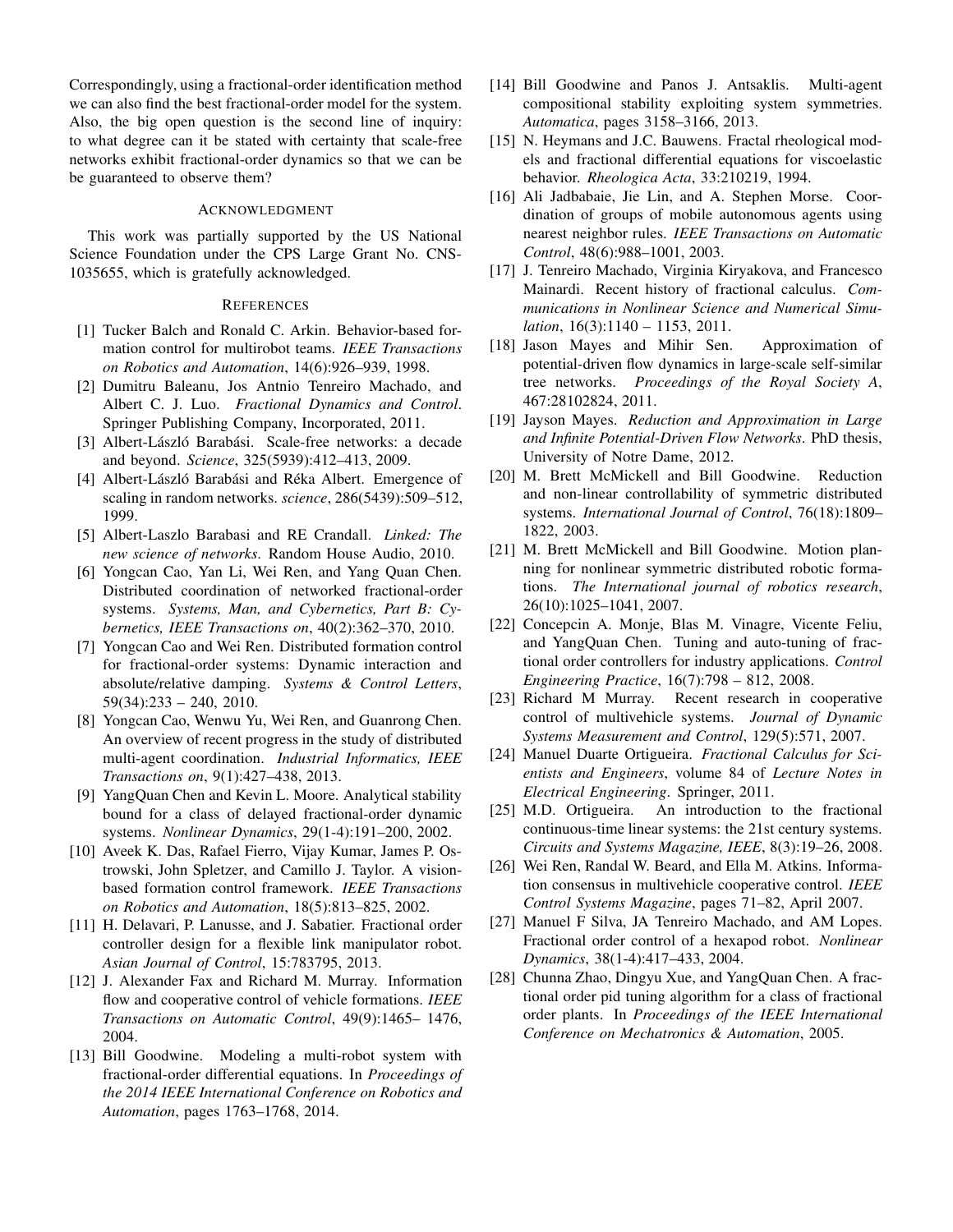Correspondingly, using a fractional-order identification method we can also find the best fractional-order model for the system. Also, the big open question is the second line of inquiry: to what degree can it be stated with certainty that scale-free networks exhibit fractional-order dynamics so that we can be be guaranteed to observe them?

## Acknowledgment

This work was partially supported by the US National Science Foundation under the CPS Large Grant No. CNS-1035655, which is gratefully acknowledged.

## References

[1] Tucker Balch and Ronald C. Arkin. Behavior-based formation control for multirobot teams. *IEEE Transactions on Robotics and Automation*, 14(6):926–939, 1998.

[2] Dumitru Baleanu, Jos Antnio Tenreiro Machado, and Albert C. J. Luo. *Fractional Dynamics and Control*. Springer Publishing Company, Incorporated, 2011.

[3] Albert-László Barabási. Scale-free networks: a decade and beyond. *Science*, 325(5939):412–413, 2009.

[4] Albert-László Barabási and Réka Albert. Emergence of scaling in random networks. *science*, 286(5439):509–512, 1999.

[5] Albert-Laszlo Barabasi and RE Crandall. *Linked: The new science of networks*. Random House Audio, 2010.

[6] Yongcan Cao, Yan Li, Wei Ren, and Yang Quan Chen. Distributed coordination of networked fractional-order systems. *Systems, Man, and Cybernetics, Part B: Cybernetics, IEEE Transactions on*, 40(2):362–370, 2010.

[7] Yongcan Cao and Wei Ren. Distributed formation control for fractional-order systems: Dynamic interaction and absolute/relative damping. *Systems & Control Letters*, 59(34):233 – 240, 2010.

[8] Yongcan Cao, Wenwu Yu, Wei Ren, and Guanrong Chen. An overview of recent progress in the study of distributed multi-agent coordination. *Industrial Informatics, IEEE Transactions on*, 9(1):427–438, 2013.

[9] YangQuan Chen and Kevin L. Moore. Analytical stability bound for a class of delayed fractional-order dynamic systems. *Nonlinear Dynamics*, 29(1-4):191–200, 2002.

[10] Aveek K. Das, Rafael Fierro, Vijay Kumar, James P. Ostrowski, John Spletzer, and Camillo J. Taylor. A vision-based formation control framework. *IEEE Transactions on Robotics and Automation*, 18(5):813–825, 2002.

[11] H. Delavari, P. Lanusse, and J. Sabatier. Fractional order controller design for a flexible link manipulator robot. *Asian Journal of Control*, 15:783795, 2013.

[12] J. Alexander Fax and Richard M. Murray. Information flow and cooperative control of vehicle formations. *IEEE Transactions on Automatic Control*, 49(9):1465– 1476, 2004.

[13] Bill Goodwine. Modeling a multi-robot system with fractional-order differential equations. In *Proceedings of the 2014 IEEE International Conference on Robotics and Automation*, pages 1763–1768, 2014.

[14] Bill Goodwine and Panos J. Antsaklis. Multi-agent compositional stability exploiting system symmetries. *Automatica*, pages 3158–3166, 2013.

[15] N. Heymans and J.C. Bauwens. Fractal rheological models and fractional differential equations for viscoelastic behavior. *Rheologica Acta*, 33:210219, 1994.

[16] Ali Jadbabaie, Jie Lin, and A. Stephen Morse. Coordination of groups of mobile autonomous agents using nearest neighbor rules. *IEEE Transactions on Automatic Control*, 48(6):988–1001, 2003.

[17] J. Tenreiro Machado, Virginia Kiryakova, and Francesco Mainardi. Recent history of fractional calculus. *Communications in Nonlinear Science and Numerical Simulation*, 16(3):1140 – 1153, 2011.

[18] Jason Mayes and Mihir Sen. Approximation of potential-driven flow dynamics in large-scale self-similar tree networks. *Proceedings of the Royal Society A*, 467:28102824, 2011.

[19] Jayson Mayes. *Reduction and Approximation in Large and Infinite Potential-Driven Flow Networks*. PhD thesis, University of Notre Dame, 2012.

[20] M. Brett McMickell and Bill Goodwine. Reduction and non-linear controllability of symmetric distributed systems. *International Journal of Control*, 76(18):1809–1822, 2003.

[21] M. Brett McMickell and Bill Goodwine. Motion planning for nonlinear symmetric distributed robotic formations. *The International journal of robotics research*, 26(10):1025–1041, 2007.

[22] Concepcin A. Monje, Blas M. Vinagre, Vicente Feliu, and YangQuan Chen. Tuning and auto-tuning of fractional order controllers for industry applications. *Control Engineering Practice*, 16(7):798 – 812, 2008.

[23] Richard M Murray. Recent research in cooperative control of multivehicle systems. *Journal of Dynamic Systems Measurement and Control*, 129(5):571, 2007.

[24] Manuel Duarte Ortigueira. *Fractional Calculus for Scientists and Engineers*, volume 84 of *Lecture Notes in Electrical Engineering*. Springer, 2011.

[25] M.D. Ortigueira. An introduction to the fractional continuous-time linear systems: the 21st century systems. *Circuits and Systems Magazine, IEEE*, 8(3):19–26, 2008.

[26] Wei Ren, Randal W. Beard, and Ella M. Atkins. Information consensus in multivehicle cooperative control. *IEEE Control Systems Magazine*, pages 71–82, April 2007.

[27] Manuel F Silva, JA Tenreiro Machado, and AM Lopes. Fractional order control of a hexapod robot. *Nonlinear Dynamics*, 38(1-4):417–433, 2004.

[28] Chunna Zhao, Dingyu Xue, and YangQuan Chen. A fractional order pid tuning algorithm for a class of fractional order plants. In *Proceedings of the IEEE International Conference on Mechatronics & Automation*, 2005.